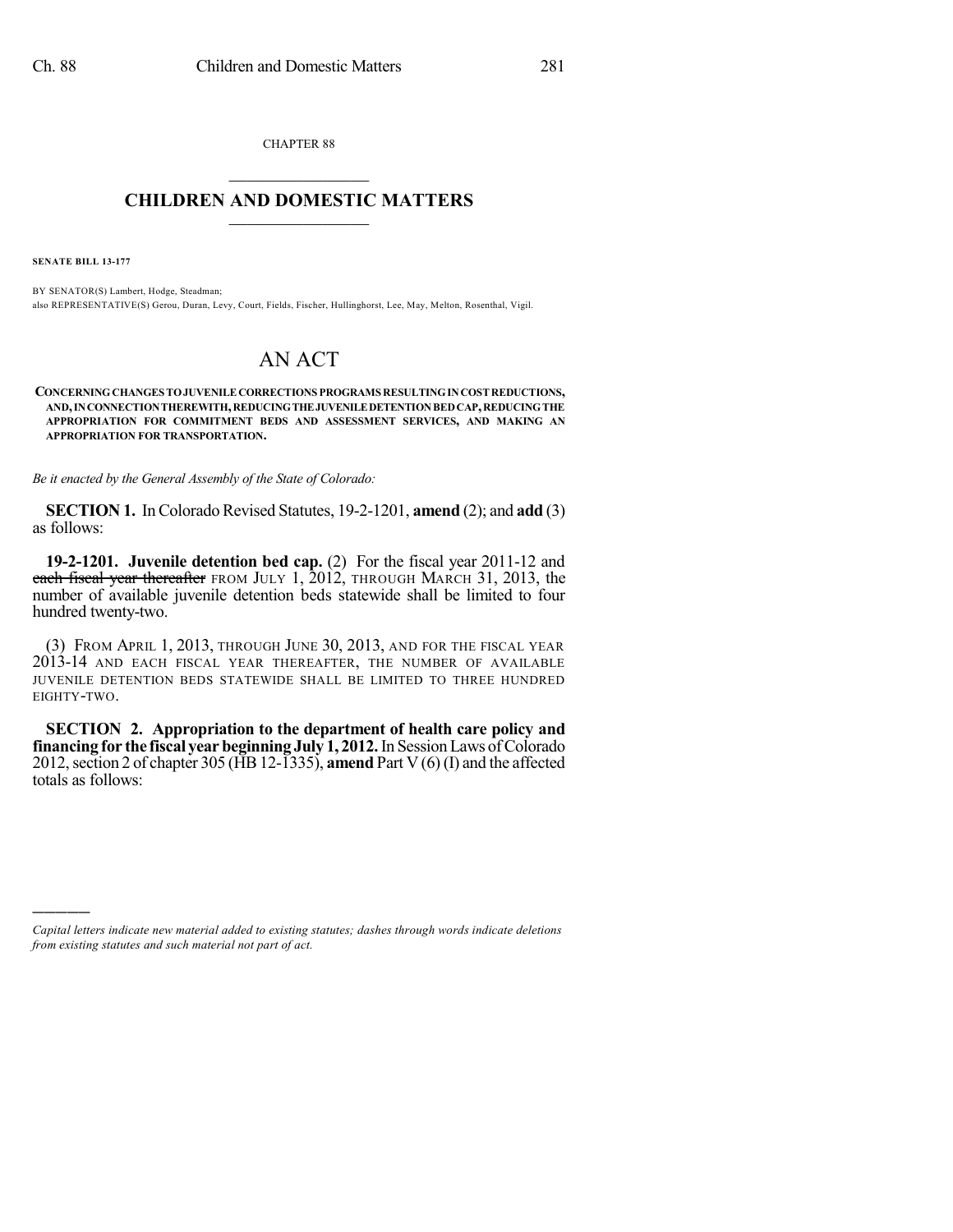CHAPTER 88

# CHILDREN AND DOMESTIC MATTERS

**SENATE BILL 13-177**

BY SENATOR(S) Lambert, Hodge, Steadman;
also REPRESENTATIVE(S) Gerou, Duran, Levy, Court, Fields, Fischer, Hullinghorst, Lee, May, Melton, Rosenthal, Vigil.

# AN ACT

**CONCERNING CHANGES TO JUVENILE CORRECTIONS PROGRAMS RESULTING IN COST REDUCTIONS, AND, IN CONNECTION THEREWITH, REDUCING THE JUVENILE DETENTION BED CAP, REDUCING THE APPROPRIATION FOR COMMITMENT BEDS AND ASSESSMENT SERVICES, AND MAKING AN APPROPRIATION FOR TRANSPORTATION.**

*Be it enacted by the General Assembly of the State of Colorado:*

**SECTION 1.** In Colorado Revised Statutes, 19-2-1201, **amend** (2); and **add** (3) as follows:

**19-2-1201. Juvenile detention bed cap.** (2) For the fiscal year 2011-12 and ~~each fiscal year thereafter~~ FROM JULY 1, 2012, THROUGH MARCH 31, 2013, the number of available juvenile detention beds statewide shall be limited to four hundred twenty-two.

(3) FROM APRIL 1, 2013, THROUGH JUNE 30, 2013, AND FOR THE FISCAL YEAR 2013-14 AND EACH FISCAL YEAR THEREAFTER, THE NUMBER OF AVAILABLE JUVENILE DETENTION BEDS STATEWIDE SHALL BE LIMITED TO THREE HUNDRED EIGHTY-TWO.

**SECTION 2. Appropriation to the department of health care policy and financing for the fiscal year beginning July 1, 2012.** In Session Laws of Colorado 2012, section 2 of chapter 305 (HB 12-1335), **amend** Part V (6) (I) and the affected totals as follows:

*Capital letters indicate new material added to existing statutes; dashes through words indicate deletions from existing statutes and such material not part of act.*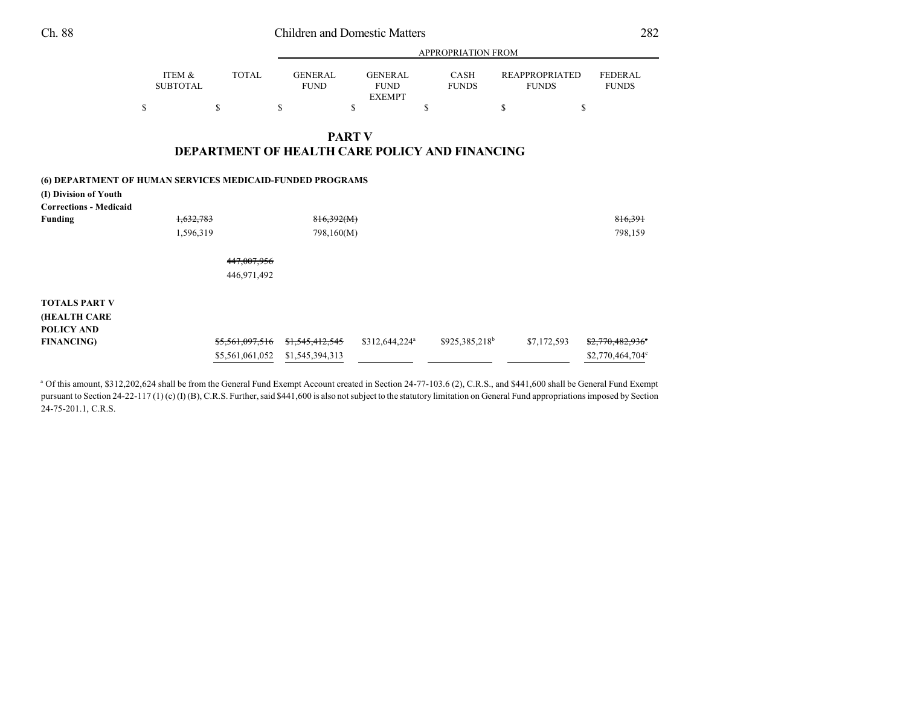| | ITEM & SUBTOTAL | TOTAL | APPROPRIATION FROM GENERAL FUND | GENERAL FUND EXEMPT | CASH FUNDS | REAPPROPRIATED FUNDS | FEDERAL FUNDS |
|---|---|---|---|---|---|---|---|
| | $ | $ | $ | $ | $ | $ | $ |

## PART V
## DEPARTMENT OF HEALTH CARE POLICY AND FINANCING

| | ITEM & SUBTOTAL | TOTAL | GENERAL FUND | GENERAL FUND EXEMPT | CASH FUNDS | REAPPROPRIATED FUNDS | FEDERAL FUNDS |
|---|---|---|---|---|---|---|---|
| **(6) DEPARTMENT OF HUMAN SERVICES MEDICAID-FUNDED PROGRAMS** | | | | | | | |
| **(I) Division of Youth Corrections - Medicaid Funding** | ~~1,632,783~~ | | ~~816,392(M)~~ | | | | ~~816,391~~ |
| | 1,596,319 | | 798,160(M) | | | | 798,159 |
| | | ~~447,007,956~~ | | | | | |
| | | 446,971,492 | | | | | |
| **TOTALS PART V (HEALTH CARE POLICY AND FINANCING)** | | ~~$5,561,097,516~~ | ~~$1,545,412,545~~ | $312,644,224[a] | $925,385,218[b] | $7,172,593 | ~~$2,770,482,936~~[c] |
| | | $5,561,061,052 | $1,545,394,313 | | | | $2,770,464,704[c] |

[a] Of this amount, $312,202,624 shall be from the General Fund Exempt Account created in Section 24-77-103.6 (2), C.R.S., and $441,600 shall be General Fund Exempt pursuant to Section 24-22-117 (1) (c) (I) (B), C.R.S. Further, said $441,600 is also not subject to the statutory limitation on General Fund appropriations imposed by Section 24-75-201.1, C.R.S.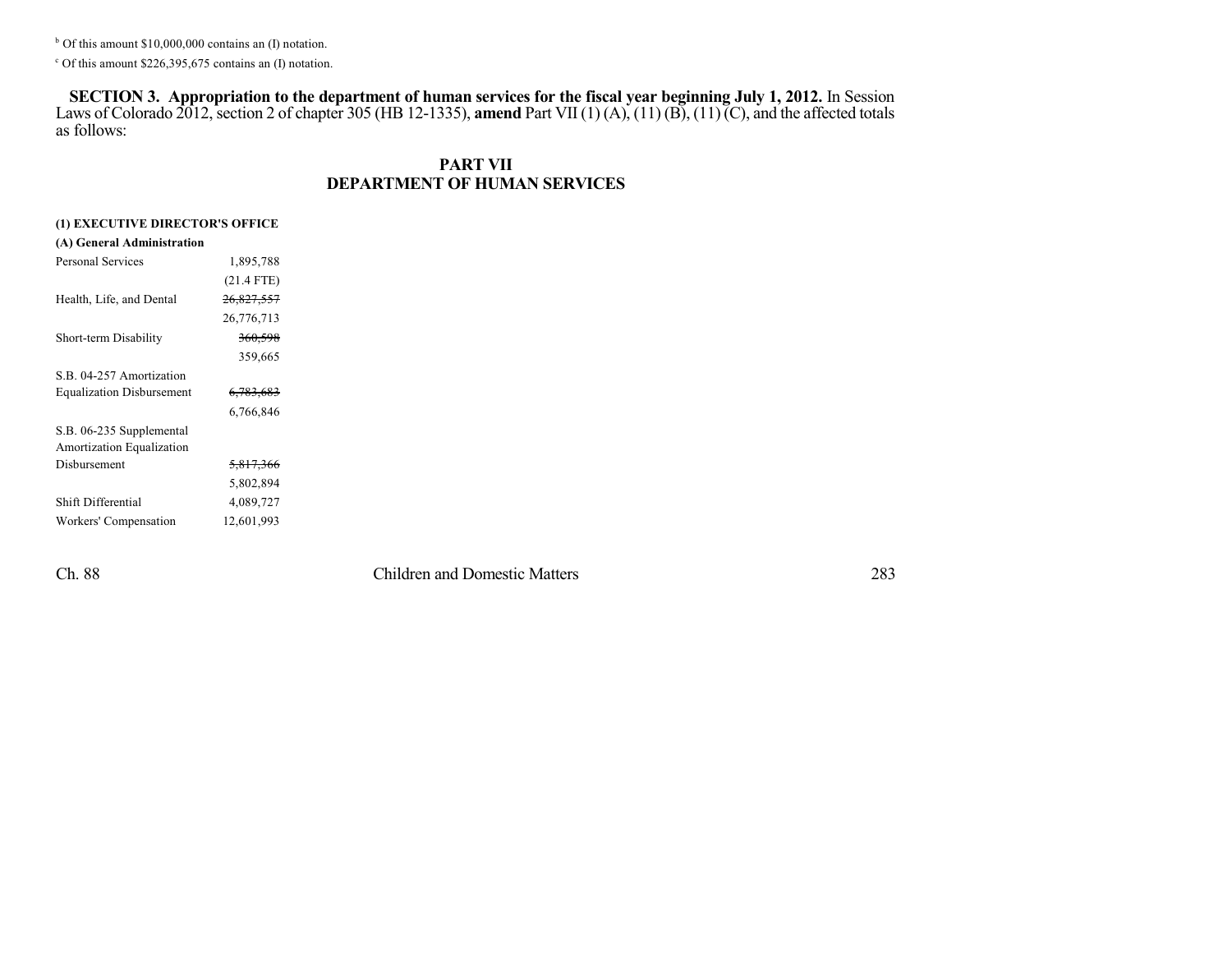[b] Of this amount $10,000,000 contains an (I) notation.

[c] Of this amount $226,395,675 contains an (I) notation.

**SECTION 3. Appropriation to the department of human services for the fiscal year beginning July 1, 2012.** In Session Laws of Colorado 2012, section 2 of chapter 305 (HB 12-1335), **amend** Part VII (1) (A), (11) (B), (11) (C), and the affected totals as follows:

## PART VII
## DEPARTMENT OF HUMAN SERVICES

**(1) EXECUTIVE DIRECTOR'S OFFICE**

**(A) General Administration**

| | |
|---|---|
| Personal Services | 1,895,788 |
| | (21.4 FTE) |
| Health, Life, and Dental | ~~26,827,557~~ |
| | 26,776,713 |
| Short-term Disability | ~~360,598~~ |
| | 359,665 |
| S.B. 04-257 Amortization Equalization Disbursement | ~~6,783,683~~ |
| | 6,766,846 |
| S.B. 06-235 Supplemental Amortization Equalization Disbursement | ~~5,817,366~~ |
| | 5,802,894 |
| Shift Differential | 4,089,727 |
| Workers' Compensation | 12,601,993 |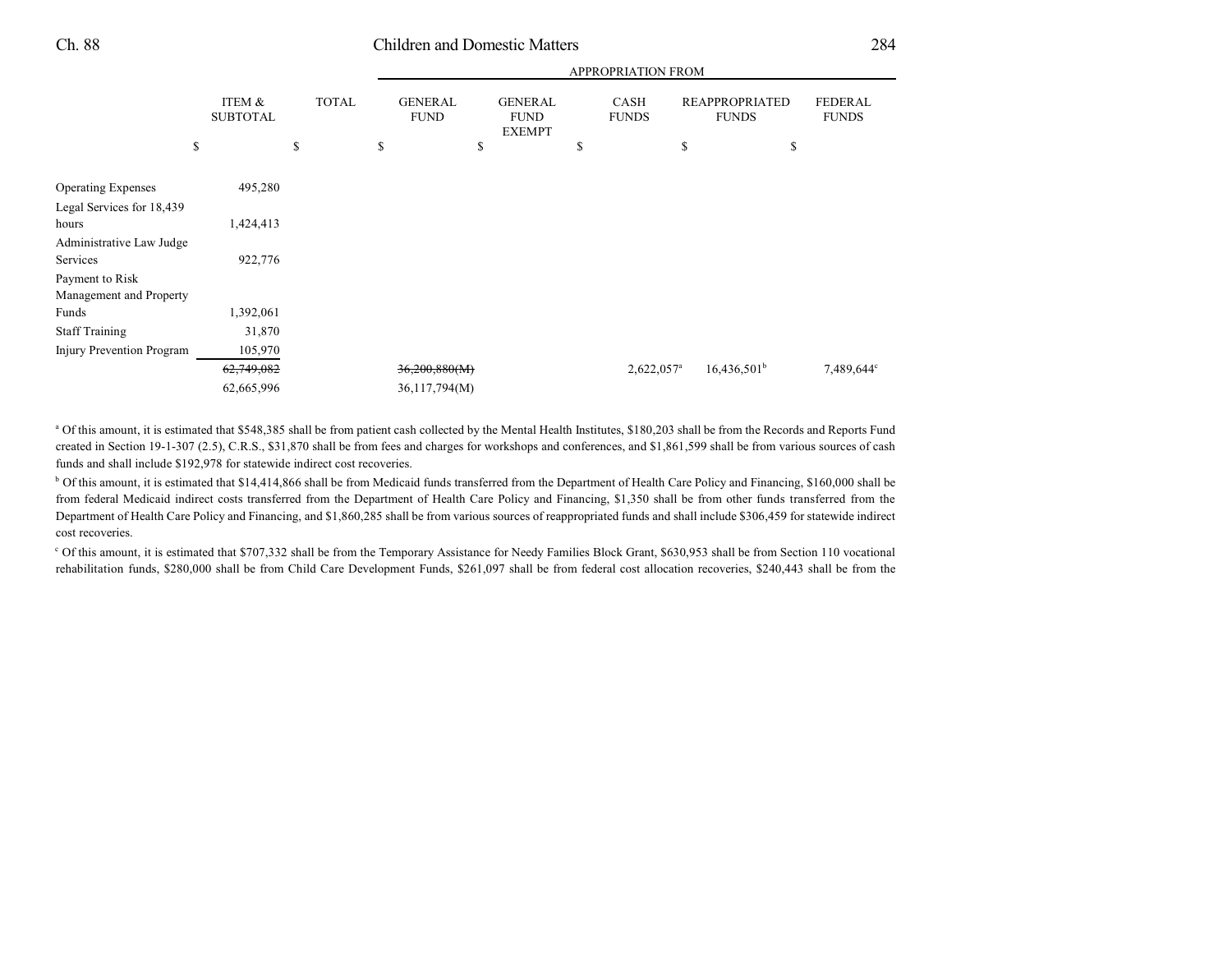| | ITEM & SUBTOTAL | TOTAL | APPROPRIATION FROM | | | | |
|---|---|---|---|---|---|---|---|
| | | | GENERAL FUND | GENERAL FUND EXEMPT | CASH FUNDS | REAPPROPRIATED FUNDS | FEDERAL FUNDS |
| | $ | $ | $ | $ | $ | $ | $ |
| Operating Expenses | 495,280 | | | | | | |
| Legal Services for 18,439 hours | 1,424,413 | | | | | | |
| Administrative Law Judge Services | 922,776 | | | | | | |
| Payment to Risk Management and Property Funds | 1,392,061 | | | | | | |
| Staff Training | 31,870 | | | | | | |
| Injury Prevention Program | 105,970 | | | | | | |
| | ~~62,749,082~~ | | ~~36,200,880(M)~~ | | 2,622,057[a] | 16,436,501[b] | 7,489,644[c] |
| | 62,665,996 | | 36,117,794(M) | | | | |

[a] Of this amount, it is estimated that $548,385 shall be from patient cash collected by the Mental Health Institutes, $180,203 shall be from the Records and Reports Fund created in Section 19-1-307 (2.5), C.R.S., $31,870 shall be from fees and charges for workshops and conferences, and $1,861,599 shall be from various sources of cash funds and shall include $192,978 for statewide indirect cost recoveries.

[b] Of this amount, it is estimated that $14,414,866 shall be from Medicaid funds transferred from the Department of Health Care Policy and Financing, $160,000 shall be from federal Medicaid indirect costs transferred from the Department of Health Care Policy and Financing, $1,350 shall be from other funds transferred from the Department of Health Care Policy and Financing, and $1,860,285 shall be from various sources of reappropriated funds and shall include $306,459 for statewide indirect cost recoveries.

[c] Of this amount, it is estimated that $707,332 shall be from the Temporary Assistance for Needy Families Block Grant, $630,953 shall be from Section 110 vocational rehabilitation funds, $280,000 shall be from Child Care Development Funds, $261,097 shall be from federal cost allocation recoveries, $240,443 shall be from the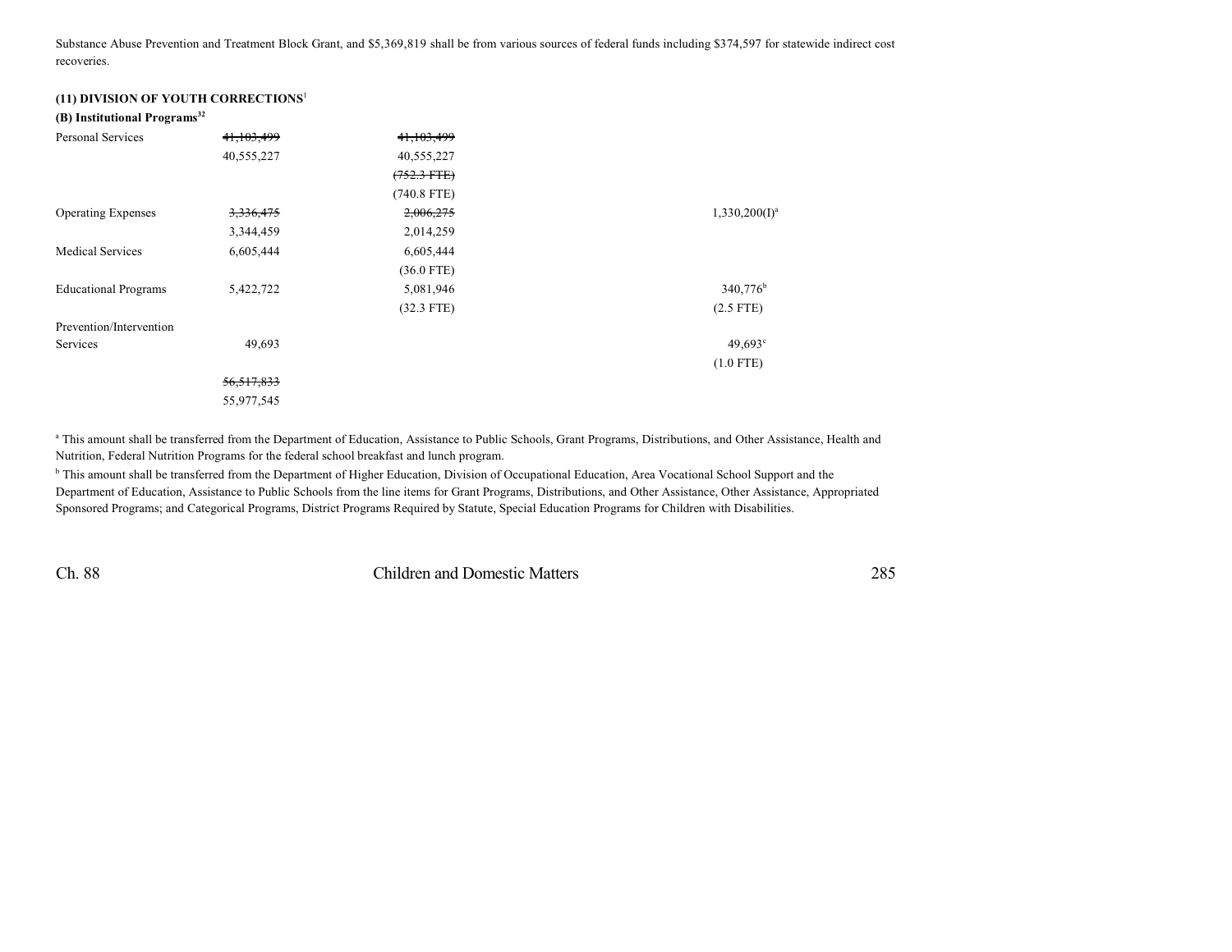Substance Abuse Prevention and Treatment Block Grant, and $5,369,819 shall be from various sources of federal funds including $374,597 for statewide indirect cost recoveries.

**(11) DIVISION OF YOUTH CORRECTIONS**[1]

**(B) Institutional Programs**[32]

| | | | |
|---|---|---|---|
| Personal Services | ~~41,103,499~~ | ~~41,103,499~~ | |
| | 40,555,227 | 40,555,227 | |
| | | ~~(752.3 FTE)~~ | |
| | | (740.8 FTE) | |
| Operating Expenses | ~~3,336,475~~ | ~~2,006,275~~ | 1,330,200(I)[a] |
| | 3,344,459 | 2,014,259 | |
| Medical Services | 6,605,444 | 6,605,444 | |
| | | (36.0 FTE) | |
| Educational Programs | 5,422,722 | 5,081,946 | 340,776[b] |
| | | (32.3 FTE) | (2.5 FTE) |
| Prevention/Intervention Services | 49,693 | | 49,693[c] |
| | | | (1.0 FTE) |
| | ~~56,517,833~~ | | |
| | 55,977,545 | | |

[a] This amount shall be transferred from the Department of Education, Assistance to Public Schools, Grant Programs, Distributions, and Other Assistance, Health and Nutrition, Federal Nutrition Programs for the federal school breakfast and lunch program.

[b] This amount shall be transferred from the Department of Higher Education, Division of Occupational Education, Area Vocational School Support and the Department of Education, Assistance to Public Schools from the line items for Grant Programs, Distributions, and Other Assistance, Other Assistance, Appropriated Sponsored Programs; and Categorical Programs, District Programs Required by Statute, Special Education Programs for Children with Disabilities.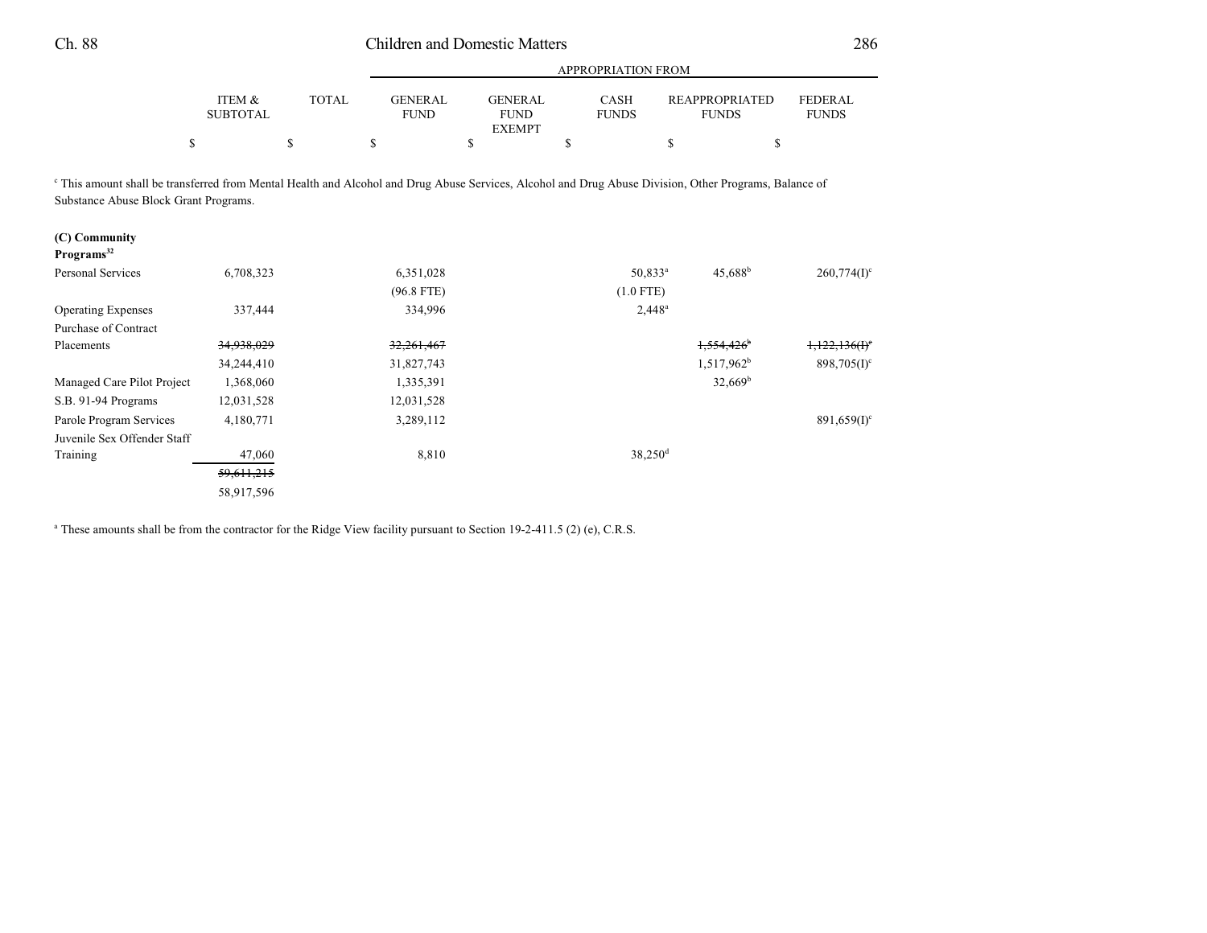| | ITEM & SUBTOTAL | TOTAL | GENERAL FUND | GENERAL FUND EXEMPT | CASH FUNDS | REAPPROPRIATED FUNDS | FEDERAL FUNDS |
|---|---|---|---|---|---|---|---|
| | | | APPROPRIATION FROM | | | | |
| | $ | $ | $ | $ | $ | $ | $ |

[c] This amount shall be transferred from Mental Health and Alcohol and Drug Abuse Services, Alcohol and Drug Abuse Division, Other Programs, Balance of Substance Abuse Block Grant Programs.

| | ITEM & SUBTOTAL | TOTAL | GENERAL FUND | GENERAL FUND EXEMPT | CASH FUNDS | REAPPROPRIATED FUNDS | FEDERAL FUNDS |
|---|---|---|---|---|---|---|---|
| **(C) Community Programs**[32] | | | | | | | |
| Personal Services | 6,708,323 | | 6,351,028 | | 50,833[a] | 45,688[b] | 260,774(I)[c] |
| | | | (96.8 FTE) | | (1.0 FTE) | | |
| Operating Expenses | 337,444 | | 334,996 | | 2,448[a] | | |
| Purchase of Contract Placements | ~~34,938,029~~ | | ~~32,261,467~~ | | | ~~1,554,426[b]~~ | ~~1,122,136(I)[c]~~ |
| | 34,244,410 | | 31,827,743 | | | 1,517,962[b] | 898,705(I)[c] |
| Managed Care Pilot Project | 1,368,060 | | 1,335,391 | | | 32,669[b] | |
| S.B. 91-94 Programs | 12,031,528 | | 12,031,528 | | | | |
| Parole Program Services | 4,180,771 | | 3,289,112 | | | | 891,659(I)[c] |
| Juvenile Sex Offender Staff Training | 47,060 | | 8,810 | | 38,250[d] | | |
| | ~~59,611,215~~ | | | | | | |
| | 58,917,596 | | | | | | |

[a] These amounts shall be from the contractor for the Ridge View facility pursuant to Section 19-2-411.5 (2) (e), C.R.S.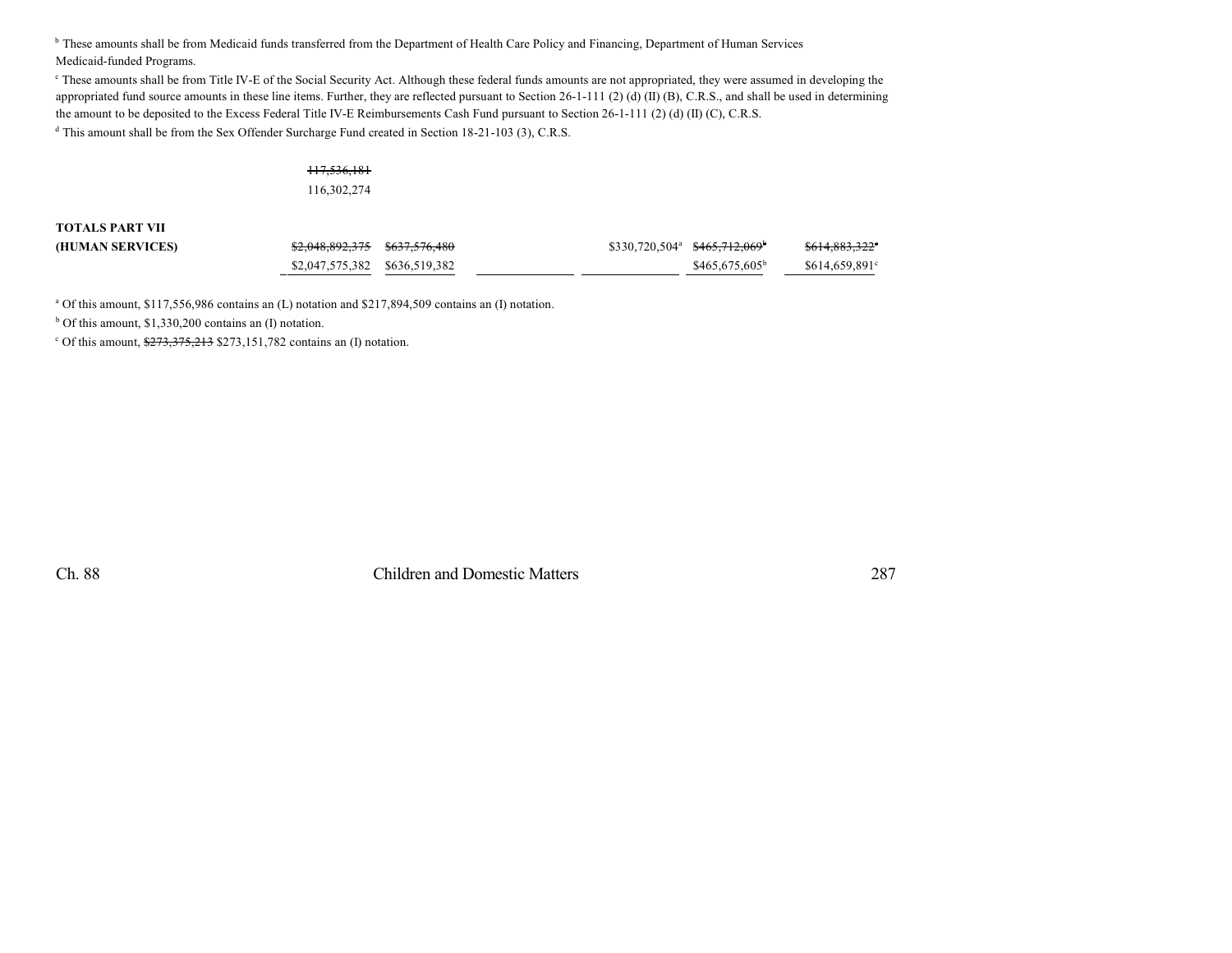[b] These amounts shall be from Medicaid funds transferred from the Department of Health Care Policy and Financing, Department of Human Services Medicaid-funded Programs.

[c] These amounts shall be from Title IV-E of the Social Security Act. Although these federal funds amounts are not appropriated, they were assumed in developing the appropriated fund source amounts in these line items. Further, they are reflected pursuant to Section 26-1-111 (2) (d) (II) (B), C.R.S., and shall be used in determining the amount to be deposited to the Excess Federal Title IV-E Reimbursements Cash Fund pursuant to Section 26-1-111 (2) (d) (II) (C), C.R.S.

[d] This amount shall be from the Sex Offender Surcharge Fund created in Section 18-21-103 (3), C.R.S.

~~117,536,181~~
116,302,274

| | | | | | | |
|---|---|---|---|---|---|---|
| **TOTALS PART VII (HUMAN SERVICES)** | ~~$2,048,892,375~~ $2,047,575,382 | ~~$637,576,480~~ $636,519,382 | | $330,720,504[a] | ~~$465,712,069[b]~~ $465,675,605[b] | ~~$614,883,322[c]~~ $614,659,891[c] |

[a] Of this amount, $117,556,986 contains an (L) notation and $217,894,509 contains an (I) notation.

[b] Of this amount, $1,330,200 contains an (I) notation.

[c] Of this amount, ~~$273,375,213~~ $273,151,782 contains an (I) notation.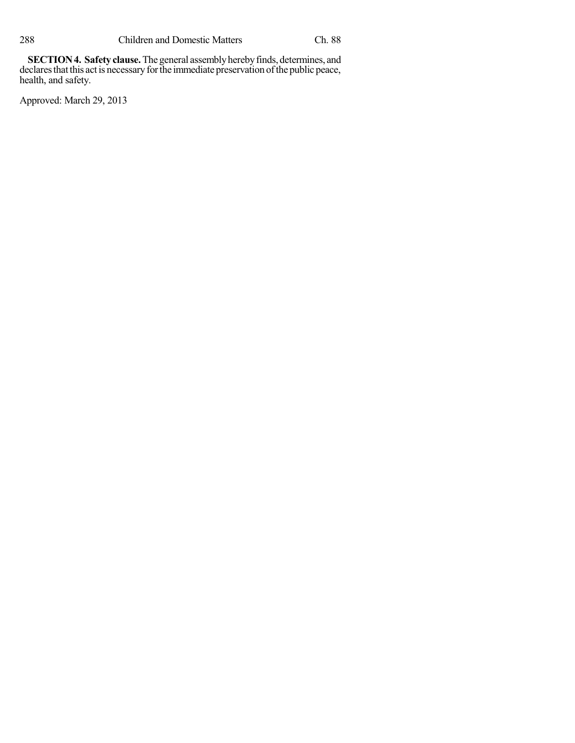**SECTION 4. Safety clause.** The general assembly hereby finds, determines, and declares that this act is necessary for the immediate preservation of the public peace, health, and safety.

Approved: March 29, 2013